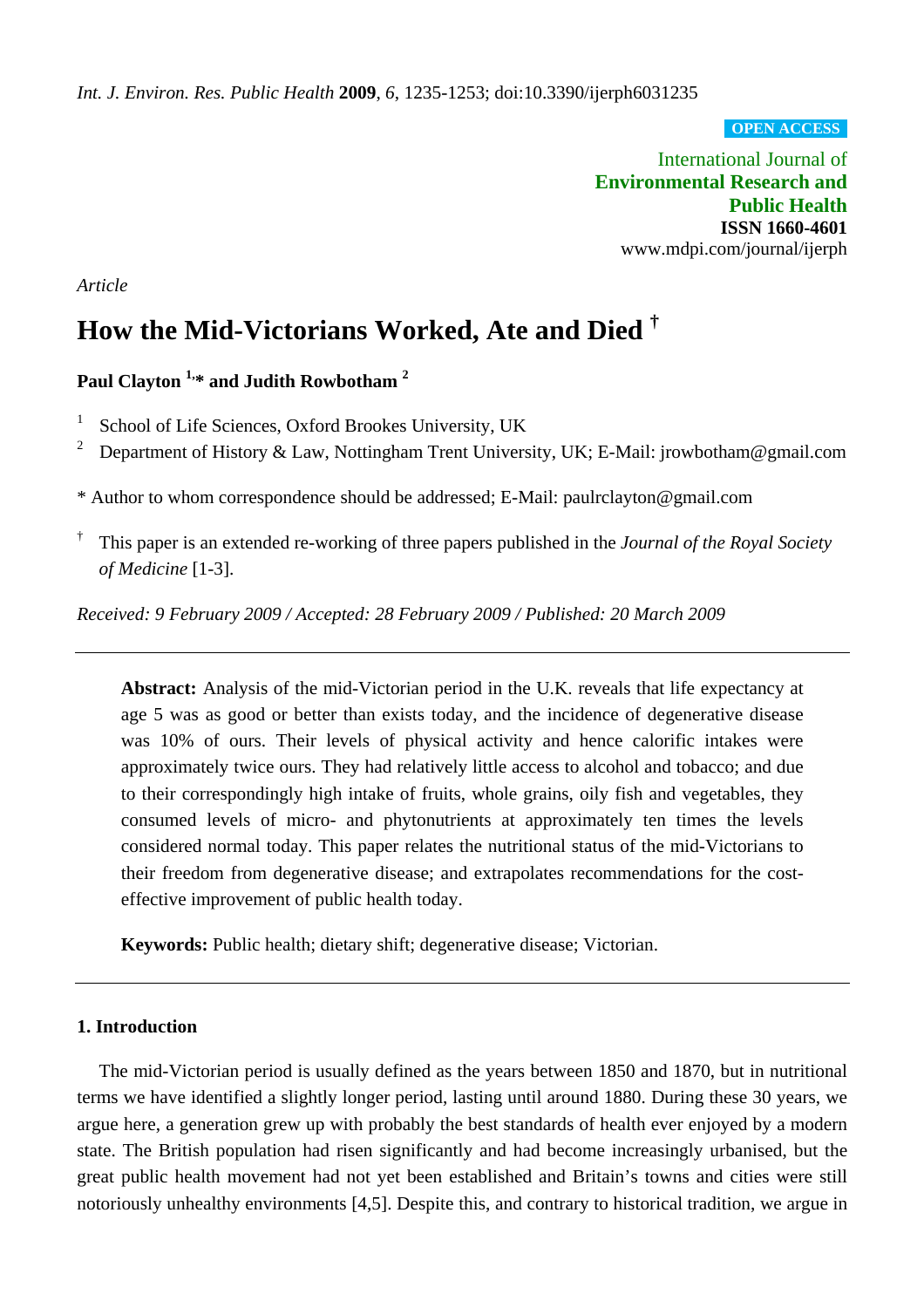*Int. J. Environ. Res. Public Health* **2009**, *6*, 1235-1253; doi:10.3390/ijerph6031235

**OPEN ACCESS**

International Journal of
**Environmental Research and Public Health**
**ISSN 1660-4601**
www.mdpi.com/journal/ijerph

*Article*

# How the Mid-Victorians Worked, Ate and Died [†]

**Paul Clayton [1,*] and Judith Rowbotham [2]**

1. School of Life Sciences, Oxford Brookes University, UK
2. Department of History & Law, Nottingham Trent University, UK; E-Mail: jrowbotham@gmail.com

\* Author to whom correspondence should be addressed; E-Mail: paulrclayton@gmail.com

† This paper is an extended re-working of three papers published in the *Journal of the Royal Society of Medicine* [1-3].

*Received: 9 February 2009 / Accepted: 28 February 2009 / Published: 20 March 2009*

---

**Abstract:** Analysis of the mid-Victorian period in the U.K. reveals that life expectancy at age 5 was as good or better than exists today, and the incidence of degenerative disease was 10% of ours. Their levels of physical activity and hence calorific intakes were approximately twice ours. They had relatively little access to alcohol and tobacco; and due to their correspondingly high intake of fruits, whole grains, oily fish and vegetables, they consumed levels of micro- and phytonutrients at approximately ten times the levels considered normal today. This paper relates the nutritional status of the mid-Victorians to their freedom from degenerative disease; and extrapolates recommendations for the cost-effective improvement of public health today.

**Keywords:** Public health; dietary shift; degenerative disease; Victorian.

---

## 1. Introduction

The mid-Victorian period is usually defined as the years between 1850 and 1870, but in nutritional terms we have identified a slightly longer period, lasting until around 1880. During these 30 years, we argue here, a generation grew up with probably the best standards of health ever enjoyed by a modern state. The British population had risen significantly and had become increasingly urbanised, but the great public health movement had not yet been established and Britain's towns and cities were still notoriously unhealthy environments [4,5]. Despite this, and contrary to historical tradition, we argue in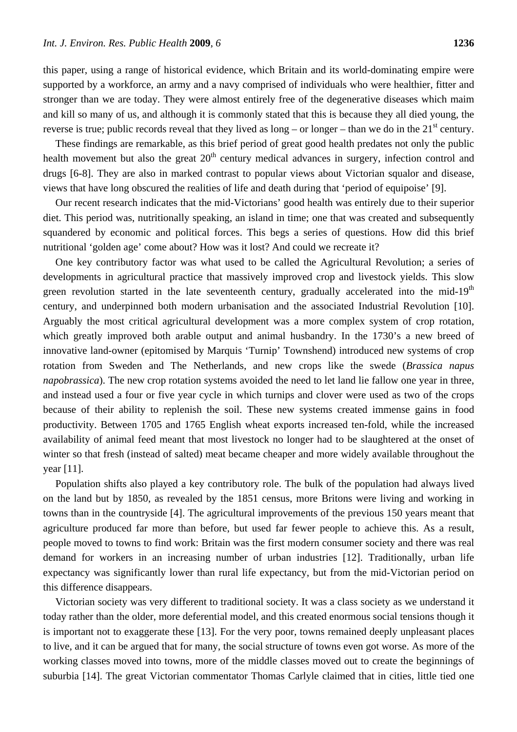this paper, using a range of historical evidence, which Britain and its world-dominating empire were supported by a workforce, an army and a navy comprised of individuals who were healthier, fitter and stronger than we are today. They were almost entirely free of the degenerative diseases which maim and kill so many of us, and although it is commonly stated that this is because they all died young, the reverse is true; public records reveal that they lived as long – or longer – than we do in the 21st century.

These findings are remarkable, as this brief period of great good health predates not only the public health movement but also the great 20th century medical advances in surgery, infection control and drugs [6-8]. They are also in marked contrast to popular views about Victorian squalor and disease, views that have long obscured the realities of life and death during that 'period of equipoise' [9].

Our recent research indicates that the mid-Victorians' good health was entirely due to their superior diet. This period was, nutritionally speaking, an island in time; one that was created and subsequently squandered by economic and political forces. This begs a series of questions. How did this brief nutritional 'golden age' come about? How was it lost? And could we recreate it?

One key contributory factor was what used to be called the Agricultural Revolution; a series of developments in agricultural practice that massively improved crop and livestock yields. This slow green revolution started in the late seventeenth century, gradually accelerated into the mid-19th century, and underpinned both modern urbanisation and the associated Industrial Revolution [10]. Arguably the most critical agricultural development was a more complex system of crop rotation, which greatly improved both arable output and animal husbandry. In the 1730's a new breed of innovative land-owner (epitomised by Marquis 'Turnip' Townshend) introduced new systems of crop rotation from Sweden and The Netherlands, and new crops like the swede (*Brassica napus napobrassica*). The new crop rotation systems avoided the need to let land lie fallow one year in three, and instead used a four or five year cycle in which turnips and clover were used as two of the crops because of their ability to replenish the soil. These new systems created immense gains in food productivity. Between 1705 and 1765 English wheat exports increased ten-fold, while the increased availability of animal feed meant that most livestock no longer had to be slaughtered at the onset of winter so that fresh (instead of salted) meat became cheaper and more widely available throughout the year [11].

Population shifts also played a key contributory role. The bulk of the population had always lived on the land but by 1850, as revealed by the 1851 census, more Britons were living and working in towns than in the countryside [4]. The agricultural improvements of the previous 150 years meant that agriculture produced far more than before, but used far fewer people to achieve this. As a result, people moved to towns to find work: Britain was the first modern consumer society and there was real demand for workers in an increasing number of urban industries [12]. Traditionally, urban life expectancy was significantly lower than rural life expectancy, but from the mid-Victorian period on this difference disappears.

Victorian society was very different to traditional society. It was a class society as we understand it today rather than the older, more deferential model, and this created enormous social tensions though it is important not to exaggerate these [13]. For the very poor, towns remained deeply unpleasant places to live, and it can be argued that for many, the social structure of towns even got worse. As more of the working classes moved into towns, more of the middle classes moved out to create the beginnings of suburbia [14]. The great Victorian commentator Thomas Carlyle claimed that in cities, little tied one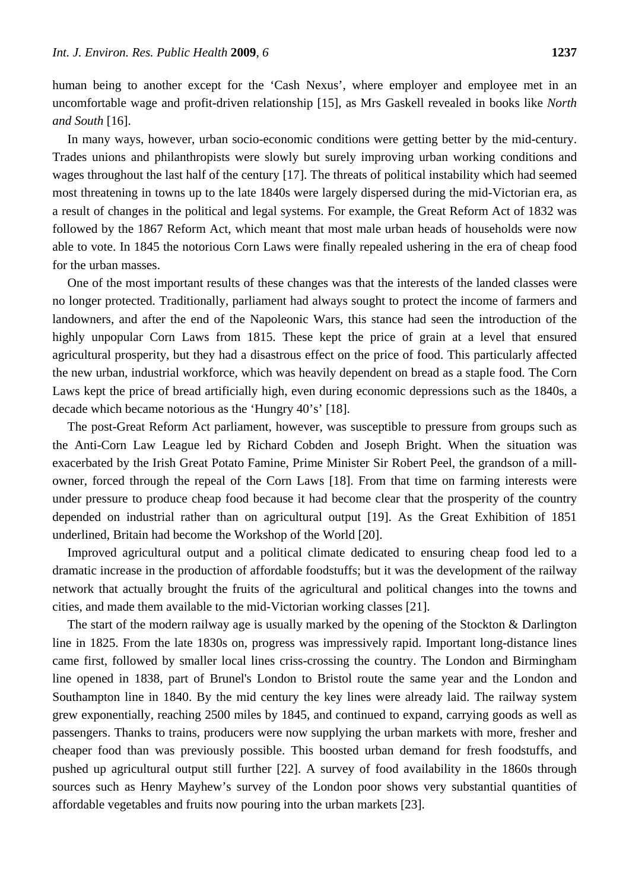human being to another except for the 'Cash Nexus', where employer and employee met in an uncomfortable wage and profit-driven relationship [15], as Mrs Gaskell revealed in books like *North and South* [16].

In many ways, however, urban socio-economic conditions were getting better by the mid-century. Trades unions and philanthropists were slowly but surely improving urban working conditions and wages throughout the last half of the century [17]. The threats of political instability which had seemed most threatening in towns up to the late 1840s were largely dispersed during the mid-Victorian era, as a result of changes in the political and legal systems. For example, the Great Reform Act of 1832 was followed by the 1867 Reform Act, which meant that most male urban heads of households were now able to vote. In 1845 the notorious Corn Laws were finally repealed ushering in the era of cheap food for the urban masses.

One of the most important results of these changes was that the interests of the landed classes were no longer protected. Traditionally, parliament had always sought to protect the income of farmers and landowners, and after the end of the Napoleonic Wars, this stance had seen the introduction of the highly unpopular Corn Laws from 1815. These kept the price of grain at a level that ensured agricultural prosperity, but they had a disastrous effect on the price of food. This particularly affected the new urban, industrial workforce, which was heavily dependent on bread as a staple food. The Corn Laws kept the price of bread artificially high, even during economic depressions such as the 1840s, a decade which became notorious as the 'Hungry 40's' [18].

The post-Great Reform Act parliament, however, was susceptible to pressure from groups such as the Anti-Corn Law League led by Richard Cobden and Joseph Bright. When the situation was exacerbated by the Irish Great Potato Famine, Prime Minister Sir Robert Peel, the grandson of a mill-owner, forced through the repeal of the Corn Laws [18]. From that time on farming interests were under pressure to produce cheap food because it had become clear that the prosperity of the country depended on industrial rather than on agricultural output [19]. As the Great Exhibition of 1851 underlined, Britain had become the Workshop of the World [20].

Improved agricultural output and a political climate dedicated to ensuring cheap food led to a dramatic increase in the production of affordable foodstuffs; but it was the development of the railway network that actually brought the fruits of the agricultural and political changes into the towns and cities, and made them available to the mid-Victorian working classes [21].

The start of the modern railway age is usually marked by the opening of the Stockton & Darlington line in 1825. From the late 1830s on, progress was impressively rapid. Important long-distance lines came first, followed by smaller local lines criss-crossing the country. The London and Birmingham line opened in 1838, part of Brunel's London to Bristol route the same year and the London and Southampton line in 1840. By the mid century the key lines were already laid. The railway system grew exponentially, reaching 2500 miles by 1845, and continued to expand, carrying goods as well as passengers. Thanks to trains, producers were now supplying the urban markets with more, fresher and cheaper food than was previously possible. This boosted urban demand for fresh foodstuffs, and pushed up agricultural output still further [22]. A survey of food availability in the 1860s through sources such as Henry Mayhew's survey of the London poor shows very substantial quantities of affordable vegetables and fruits now pouring into the urban markets [23].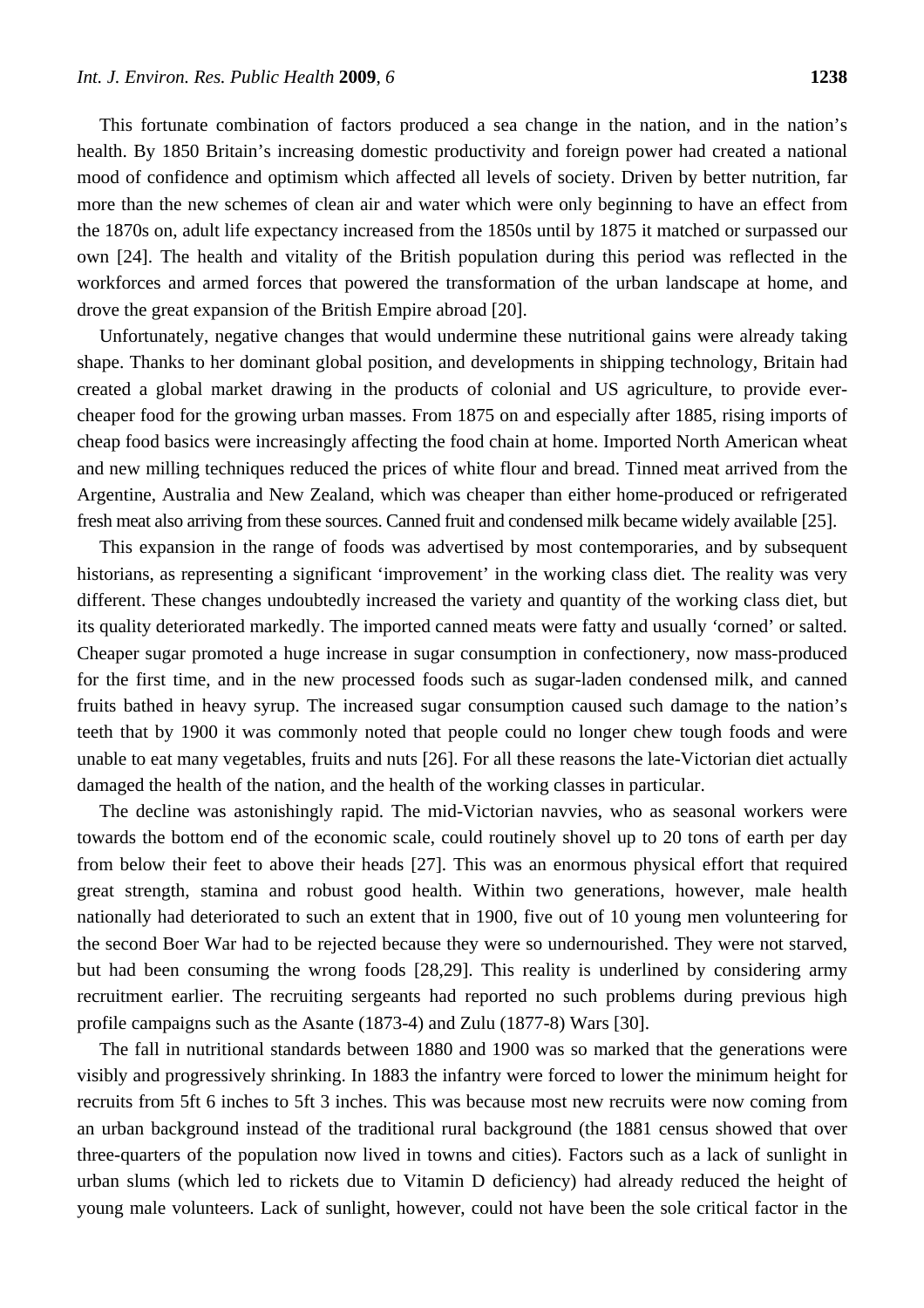This fortunate combination of factors produced a sea change in the nation, and in the nation's health. By 1850 Britain's increasing domestic productivity and foreign power had created a national mood of confidence and optimism which affected all levels of society. Driven by better nutrition, far more than the new schemes of clean air and water which were only beginning to have an effect from the 1870s on, adult life expectancy increased from the 1850s until by 1875 it matched or surpassed our own [24]. The health and vitality of the British population during this period was reflected in the workforces and armed forces that powered the transformation of the urban landscape at home, and drove the great expansion of the British Empire abroad [20].

Unfortunately, negative changes that would undermine these nutritional gains were already taking shape. Thanks to her dominant global position, and developments in shipping technology, Britain had created a global market drawing in the products of colonial and US agriculture, to provide ever-cheaper food for the growing urban masses. From 1875 on and especially after 1885, rising imports of cheap food basics were increasingly affecting the food chain at home. Imported North American wheat and new milling techniques reduced the prices of white flour and bread. Tinned meat arrived from the Argentine, Australia and New Zealand, which was cheaper than either home-produced or refrigerated fresh meat also arriving from these sources. Canned fruit and condensed milk became widely available [25].

This expansion in the range of foods was advertised by most contemporaries, and by subsequent historians, as representing a significant 'improvement' in the working class diet. The reality was very different. These changes undoubtedly increased the variety and quantity of the working class diet, but its quality deteriorated markedly. The imported canned meats were fatty and usually 'corned' or salted. Cheaper sugar promoted a huge increase in sugar consumption in confectionery, now mass-produced for the first time, and in the new processed foods such as sugar-laden condensed milk, and canned fruits bathed in heavy syrup. The increased sugar consumption caused such damage to the nation's teeth that by 1900 it was commonly noted that people could no longer chew tough foods and were unable to eat many vegetables, fruits and nuts [26]. For all these reasons the late-Victorian diet actually damaged the health of the nation, and the health of the working classes in particular.

The decline was astonishingly rapid. The mid-Victorian navvies, who as seasonal workers were towards the bottom end of the economic scale, could routinely shovel up to 20 tons of earth per day from below their feet to above their heads [27]. This was an enormous physical effort that required great strength, stamina and robust good health. Within two generations, however, male health nationally had deteriorated to such an extent that in 1900, five out of 10 young men volunteering for the second Boer War had to be rejected because they were so undernourished. They were not starved, but had been consuming the wrong foods [28,29]. This reality is underlined by considering army recruitment earlier. The recruiting sergeants had reported no such problems during previous high profile campaigns such as the Asante (1873-4) and Zulu (1877-8) Wars [30].

The fall in nutritional standards between 1880 and 1900 was so marked that the generations were visibly and progressively shrinking. In 1883 the infantry were forced to lower the minimum height for recruits from 5ft 6 inches to 5ft 3 inches. This was because most new recruits were now coming from an urban background instead of the traditional rural background (the 1881 census showed that over three-quarters of the population now lived in towns and cities). Factors such as a lack of sunlight in urban slums (which led to rickets due to Vitamin D deficiency) had already reduced the height of young male volunteers. Lack of sunlight, however, could not have been the sole critical factor in the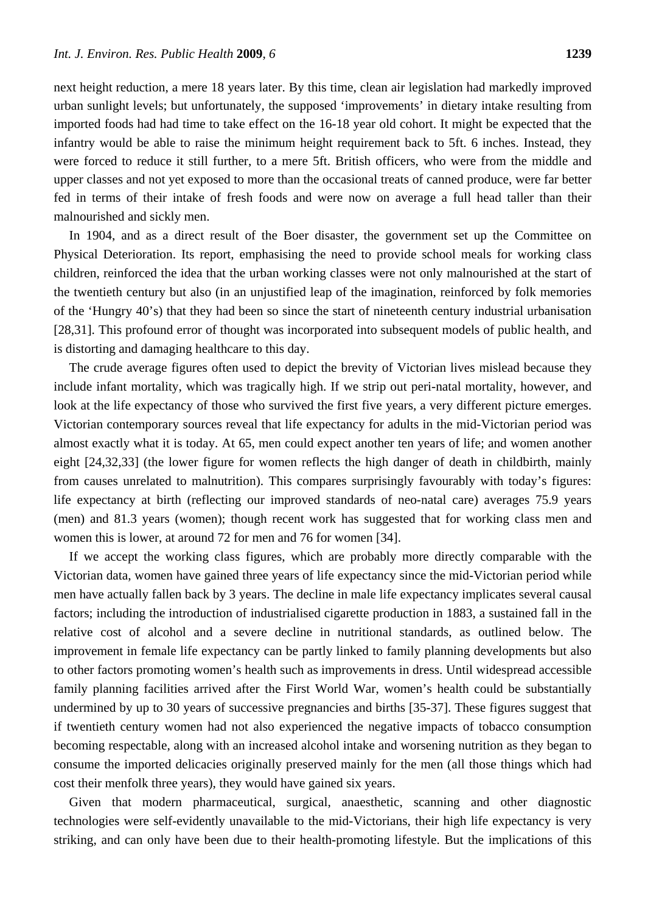next height reduction, a mere 18 years later. By this time, clean air legislation had markedly improved urban sunlight levels; but unfortunately, the supposed 'improvements' in dietary intake resulting from imported foods had had time to take effect on the 16-18 year old cohort. It might be expected that the infantry would be able to raise the minimum height requirement back to 5ft. 6 inches. Instead, they were forced to reduce it still further, to a mere 5ft. British officers, who were from the middle and upper classes and not yet exposed to more than the occasional treats of canned produce, were far better fed in terms of their intake of fresh foods and were now on average a full head taller than their malnourished and sickly men.

In 1904, and as a direct result of the Boer disaster, the government set up the Committee on Physical Deterioration. Its report, emphasising the need to provide school meals for working class children, reinforced the idea that the urban working classes were not only malnourished at the start of the twentieth century but also (in an unjustified leap of the imagination, reinforced by folk memories of the 'Hungry 40's') that they had been so since the start of nineteenth century industrial urbanisation [28,31]. This profound error of thought was incorporated into subsequent models of public health, and is distorting and damaging healthcare to this day.

The crude average figures often used to depict the brevity of Victorian lives mislead because they include infant mortality, which was tragically high. If we strip out peri-natal mortality, however, and look at the life expectancy of those who survived the first five years, a very different picture emerges. Victorian contemporary sources reveal that life expectancy for adults in the mid-Victorian period was almost exactly what it is today. At 65, men could expect another ten years of life; and women another eight [24,32,33] (the lower figure for women reflects the high danger of death in childbirth, mainly from causes unrelated to malnutrition). This compares surprisingly favourably with today's figures: life expectancy at birth (reflecting our improved standards of neo-natal care) averages 75.9 years (men) and 81.3 years (women); though recent work has suggested that for working class men and women this is lower, at around 72 for men and 76 for women [34].

If we accept the working class figures, which are probably more directly comparable with the Victorian data, women have gained three years of life expectancy since the mid-Victorian period while men have actually fallen back by 3 years. The decline in male life expectancy implicates several causal factors; including the introduction of industrialised cigarette production in 1883, a sustained fall in the relative cost of alcohol and a severe decline in nutritional standards, as outlined below. The improvement in female life expectancy can be partly linked to family planning developments but also to other factors promoting women's health such as improvements in dress. Until widespread accessible family planning facilities arrived after the First World War, women's health could be substantially undermined by up to 30 years of successive pregnancies and births [35-37]. These figures suggest that if twentieth century women had not also experienced the negative impacts of tobacco consumption becoming respectable, along with an increased alcohol intake and worsening nutrition as they began to consume the imported delicacies originally preserved mainly for the men (all those things which had cost their menfolk three years), they would have gained six years.

Given that modern pharmaceutical, surgical, anaesthetic, scanning and other diagnostic technologies were self-evidently unavailable to the mid-Victorians, their high life expectancy is very striking, and can only have been due to their health-promoting lifestyle. But the implications of this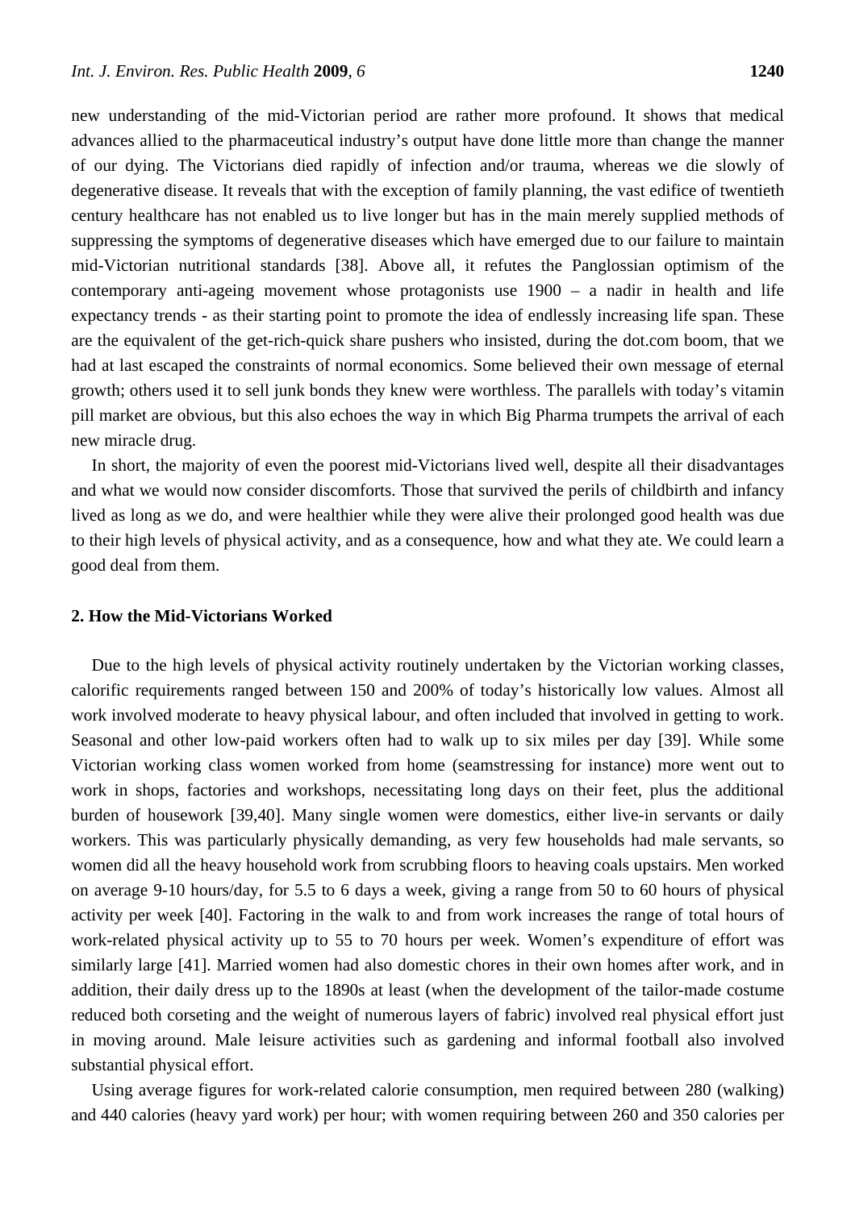new understanding of the mid-Victorian period are rather more profound. It shows that medical advances allied to the pharmaceutical industry's output have done little more than change the manner of our dying. The Victorians died rapidly of infection and/or trauma, whereas we die slowly of degenerative disease. It reveals that with the exception of family planning, the vast edifice of twentieth century healthcare has not enabled us to live longer but has in the main merely supplied methods of suppressing the symptoms of degenerative diseases which have emerged due to our failure to maintain mid-Victorian nutritional standards [38]. Above all, it refutes the Panglossian optimism of the contemporary anti-ageing movement whose protagonists use 1900 – a nadir in health and life expectancy trends - as their starting point to promote the idea of endlessly increasing life span. These are the equivalent of the get-rich-quick share pushers who insisted, during the dot.com boom, that we had at last escaped the constraints of normal economics. Some believed their own message of eternal growth; others used it to sell junk bonds they knew were worthless. The parallels with today's vitamin pill market are obvious, but this also echoes the way in which Big Pharma trumpets the arrival of each new miracle drug.

In short, the majority of even the poorest mid-Victorians lived well, despite all their disadvantages and what we would now consider discomforts. Those that survived the perils of childbirth and infancy lived as long as we do, and were healthier while they were alive their prolonged good health was due to their high levels of physical activity, and as a consequence, how and what they ate. We could learn a good deal from them.

## 2. How the Mid-Victorians Worked

Due to the high levels of physical activity routinely undertaken by the Victorian working classes, calorific requirements ranged between 150 and 200% of today's historically low values. Almost all work involved moderate to heavy physical labour, and often included that involved in getting to work. Seasonal and other low-paid workers often had to walk up to six miles per day [39]. While some Victorian working class women worked from home (seamstressing for instance) more went out to work in shops, factories and workshops, necessitating long days on their feet, plus the additional burden of housework [39,40]. Many single women were domestics, either live-in servants or daily workers. This was particularly physically demanding, as very few households had male servants, so women did all the heavy household work from scrubbing floors to heaving coals upstairs. Men worked on average 9-10 hours/day, for 5.5 to 6 days a week, giving a range from 50 to 60 hours of physical activity per week [40]. Factoring in the walk to and from work increases the range of total hours of work-related physical activity up to 55 to 70 hours per week. Women's expenditure of effort was similarly large [41]. Married women had also domestic chores in their own homes after work, and in addition, their daily dress up to the 1890s at least (when the development of the tailor-made costume reduced both corseting and the weight of numerous layers of fabric) involved real physical effort just in moving around. Male leisure activities such as gardening and informal football also involved substantial physical effort.

Using average figures for work-related calorie consumption, men required between 280 (walking) and 440 calories (heavy yard work) per hour; with women requiring between 260 and 350 calories per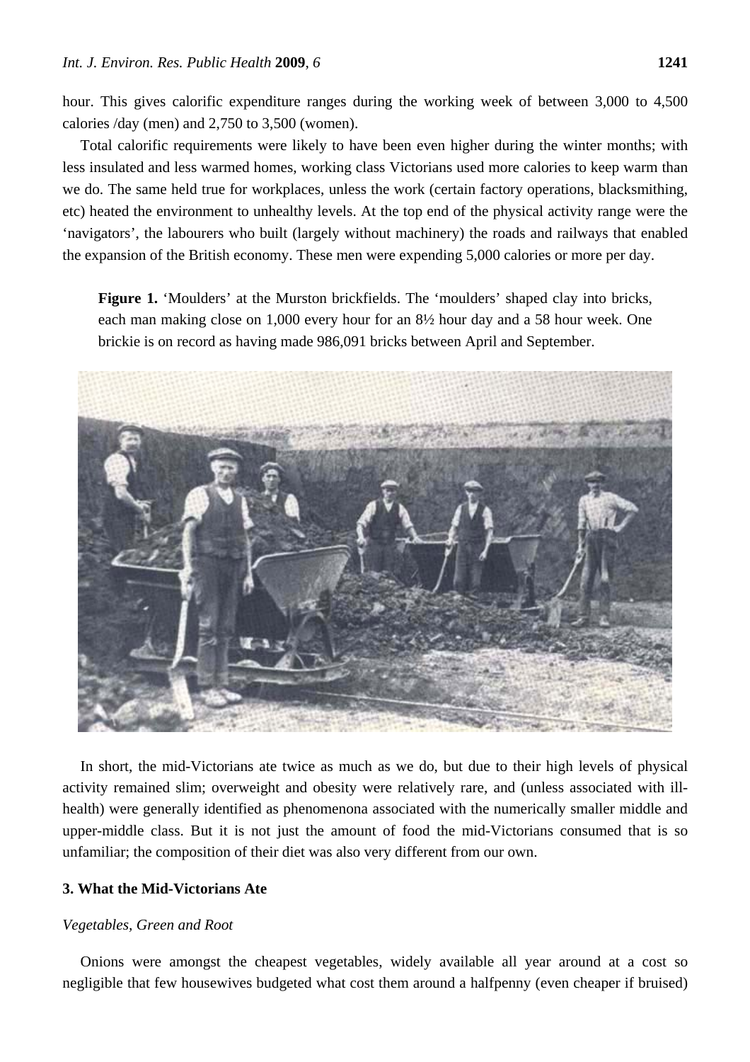hour. This gives calorific expenditure ranges during the working week of between 3,000 to 4,500 calories /day (men) and 2,750 to 3,500 (women).

Total calorific requirements were likely to have been even higher during the winter months; with less insulated and less warmed homes, working class Victorians used more calories to keep warm than we do. The same held true for workplaces, unless the work (certain factory operations, blacksmithing, etc) heated the environment to unhealthy levels. At the top end of the physical activity range were the 'navigators', the labourers who built (largely without machinery) the roads and railways that enabled the expansion of the British economy. These men were expending 5,000 calories or more per day.

**Figure 1.** 'Moulders' at the Murston brickfields. The 'moulders' shaped clay into bricks, each man making close on 1,000 every hour for an 8½ hour day and a 58 hour week. One brickie is on record as having made 986,091 bricks between April and September.

In short, the mid-Victorians ate twice as much as we do, but due to their high levels of physical activity remained slim; overweight and obesity were relatively rare, and (unless associated with ill-health) were generally identified as phenomenona associated with the numerically smaller middle and upper-middle class. But it is not just the amount of food the mid-Victorians consumed that is so unfamiliar; the composition of their diet was also very different from our own.

## 3. What the Mid-Victorians Ate

### *Vegetables, Green and Root*

Onions were amongst the cheapest vegetables, widely available all year around at a cost so negligible that few housewives budgeted what cost them around a halfpenny (even cheaper if bruised)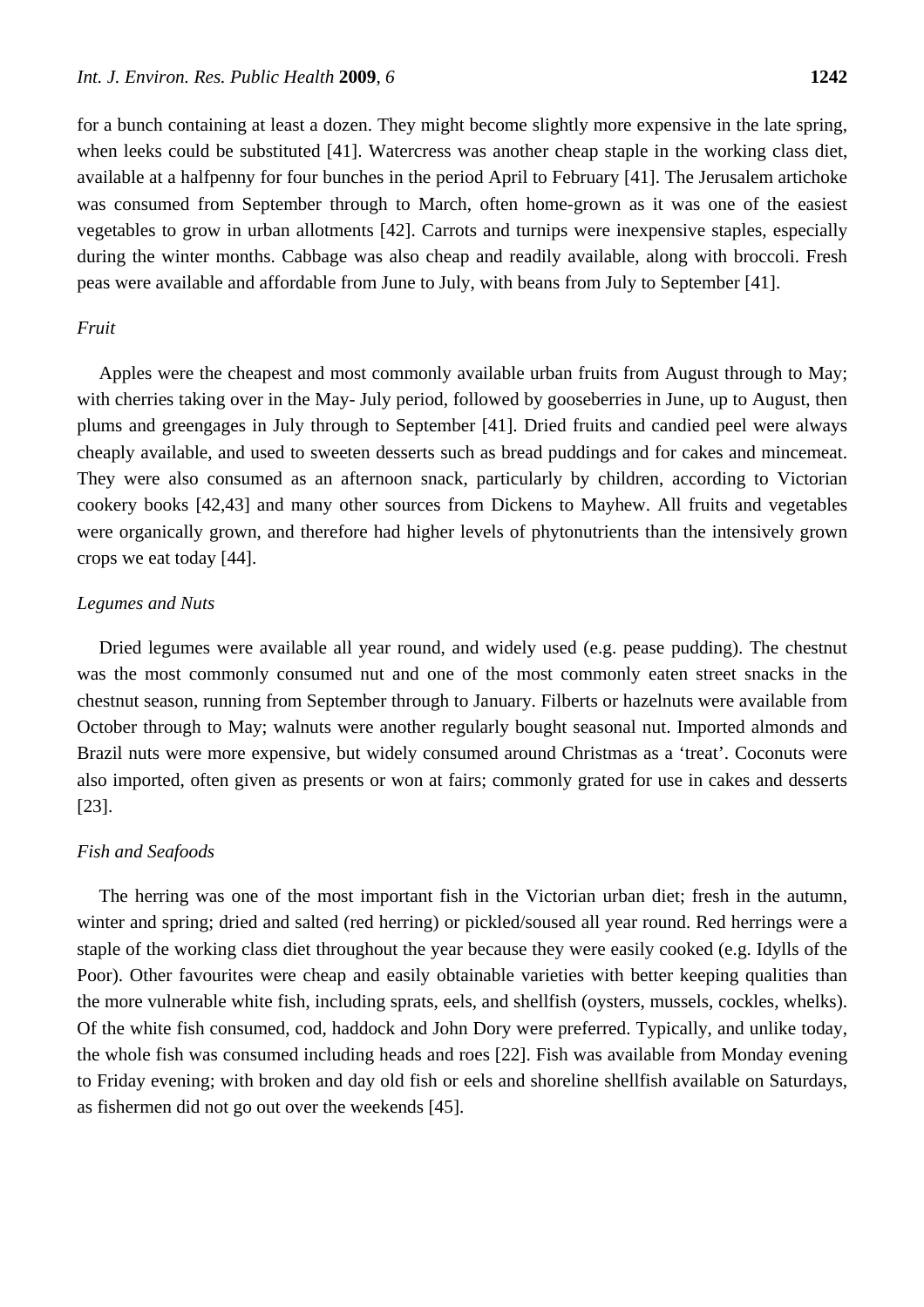for a bunch containing at least a dozen. They might become slightly more expensive in the late spring, when leeks could be substituted [41]. Watercress was another cheap staple in the working class diet, available at a halfpenny for four bunches in the period April to February [41]. The Jerusalem artichoke was consumed from September through to March, often home-grown as it was one of the easiest vegetables to grow in urban allotments [42]. Carrots and turnips were inexpensive staples, especially during the winter months. Cabbage was also cheap and readily available, along with broccoli. Fresh peas were available and affordable from June to July, with beans from July to September [41].

*Fruit*

Apples were the cheapest and most commonly available urban fruits from August through to May; with cherries taking over in the May- July period, followed by gooseberries in June, up to August, then plums and greengages in July through to September [41]. Dried fruits and candied peel were always cheaply available, and used to sweeten desserts such as bread puddings and for cakes and mincemeat. They were also consumed as an afternoon snack, particularly by children, according to Victorian cookery books [42,43] and many other sources from Dickens to Mayhew. All fruits and vegetables were organically grown, and therefore had higher levels of phytonutrients than the intensively grown crops we eat today [44].

*Legumes and Nuts*

Dried legumes were available all year round, and widely used (e.g. pease pudding). The chestnut was the most commonly consumed nut and one of the most commonly eaten street snacks in the chestnut season, running from September through to January. Filberts or hazelnuts were available from October through to May; walnuts were another regularly bought seasonal nut. Imported almonds and Brazil nuts were more expensive, but widely consumed around Christmas as a 'treat'. Coconuts were also imported, often given as presents or won at fairs; commonly grated for use in cakes and desserts [23].

*Fish and Seafoods*

The herring was one of the most important fish in the Victorian urban diet; fresh in the autumn, winter and spring; dried and salted (red herring) or pickled/soused all year round. Red herrings were a staple of the working class diet throughout the year because they were easily cooked (e.g. Idylls of the Poor). Other favourites were cheap and easily obtainable varieties with better keeping qualities than the more vulnerable white fish, including sprats, eels, and shellfish (oysters, mussels, cockles, whelks). Of the white fish consumed, cod, haddock and John Dory were preferred. Typically, and unlike today, the whole fish was consumed including heads and roes [22]. Fish was available from Monday evening to Friday evening; with broken and day old fish or eels and shoreline shellfish available on Saturdays, as fishermen did not go out over the weekends [45].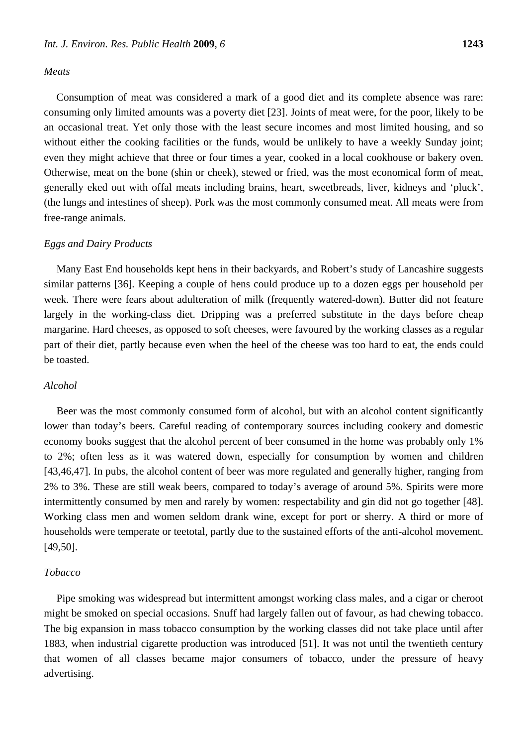*Meats*

Consumption of meat was considered a mark of a good diet and its complete absence was rare: consuming only limited amounts was a poverty diet [23]. Joints of meat were, for the poor, likely to be an occasional treat. Yet only those with the least secure incomes and most limited housing, and so without either the cooking facilities or the funds, would be unlikely to have a weekly Sunday joint; even they might achieve that three or four times a year, cooked in a local cookhouse or bakery oven. Otherwise, meat on the bone (shin or cheek), stewed or fried, was the most economical form of meat, generally eked out with offal meats including brains, heart, sweetbreads, liver, kidneys and 'pluck', (the lungs and intestines of sheep). Pork was the most commonly consumed meat. All meats were from free-range animals.

*Eggs and Dairy Products*

Many East End households kept hens in their backyards, and Robert's study of Lancashire suggests similar patterns [36]. Keeping a couple of hens could produce up to a dozen eggs per household per week. There were fears about adulteration of milk (frequently watered-down). Butter did not feature largely in the working-class diet. Dripping was a preferred substitute in the days before cheap margarine. Hard cheeses, as opposed to soft cheeses, were favoured by the working classes as a regular part of their diet, partly because even when the heel of the cheese was too hard to eat, the ends could be toasted.

*Alcohol*

Beer was the most commonly consumed form of alcohol, but with an alcohol content significantly lower than today's beers. Careful reading of contemporary sources including cookery and domestic economy books suggest that the alcohol percent of beer consumed in the home was probably only 1% to 2%; often less as it was watered down, especially for consumption by women and children [43,46,47]. In pubs, the alcohol content of beer was more regulated and generally higher, ranging from 2% to 3%. These are still weak beers, compared to today's average of around 5%. Spirits were more intermittently consumed by men and rarely by women: respectability and gin did not go together [48]. Working class men and women seldom drank wine, except for port or sherry. A third or more of households were temperate or teetotal, partly due to the sustained efforts of the anti-alcohol movement. [49,50].

*Tobacco*

Pipe smoking was widespread but intermittent amongst working class males, and a cigar or cheroot might be smoked on special occasions. Snuff had largely fallen out of favour, as had chewing tobacco. The big expansion in mass tobacco consumption by the working classes did not take place until after 1883, when industrial cigarette production was introduced [51]. It was not until the twentieth century that women of all classes became major consumers of tobacco, under the pressure of heavy advertising.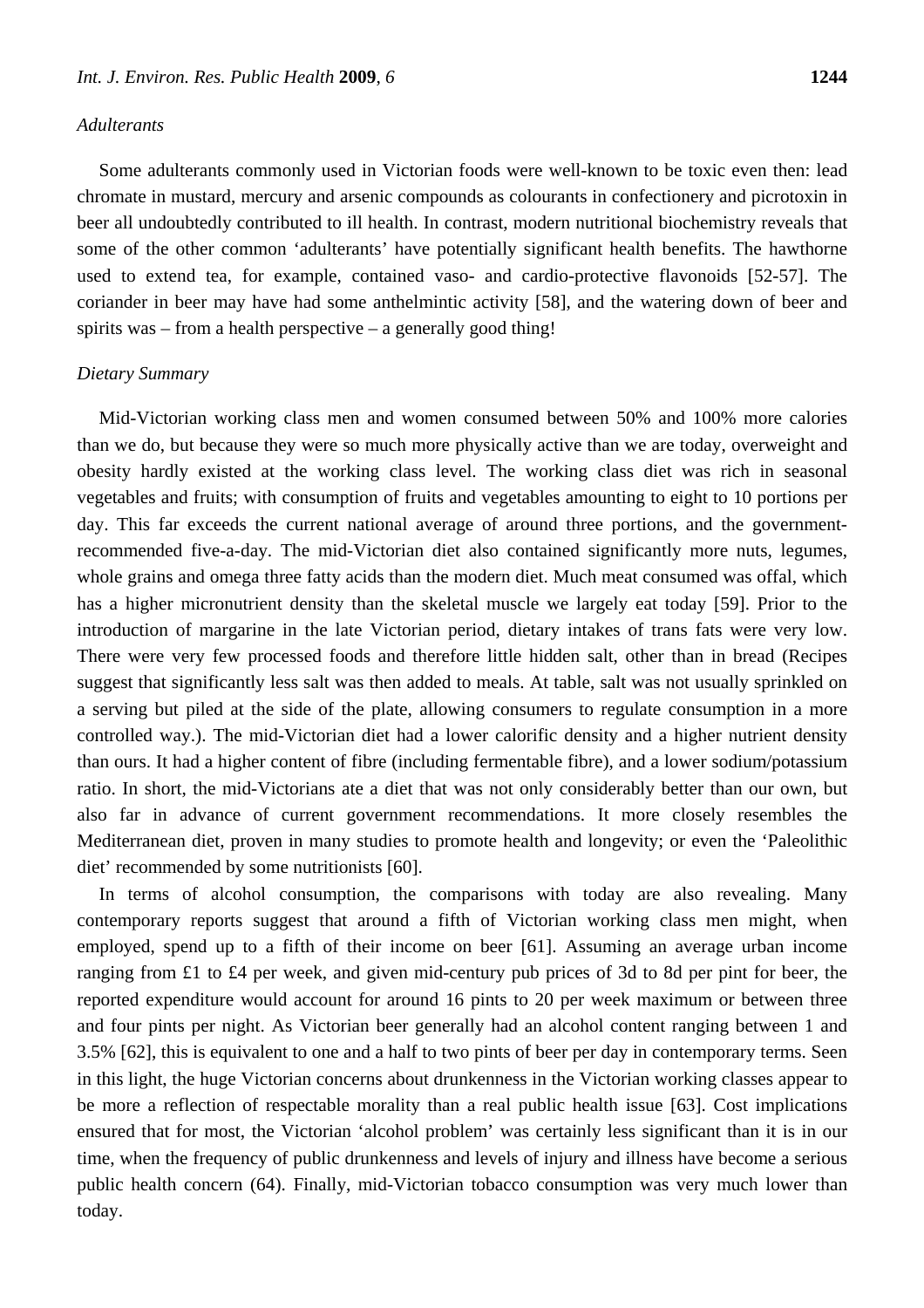### *Adulterants*

Some adulterants commonly used in Victorian foods were well-known to be toxic even then: lead chromate in mustard, mercury and arsenic compounds as colourants in confectionery and picrotoxin in beer all undoubtedly contributed to ill health. In contrast, modern nutritional biochemistry reveals that some of the other common 'adulterants' have potentially significant health benefits. The hawthorne used to extend tea, for example, contained vaso- and cardio-protective flavonoids [52-57]. The coriander in beer may have had some anthelmintic activity [58], and the watering down of beer and spirits was – from a health perspective – a generally good thing!

### *Dietary Summary*

Mid-Victorian working class men and women consumed between 50% and 100% more calories than we do, but because they were so much more physically active than we are today, overweight and obesity hardly existed at the working class level. The working class diet was rich in seasonal vegetables and fruits; with consumption of fruits and vegetables amounting to eight to 10 portions per day. This far exceeds the current national average of around three portions, and the government-recommended five-a-day. The mid-Victorian diet also contained significantly more nuts, legumes, whole grains and omega three fatty acids than the modern diet. Much meat consumed was offal, which has a higher micronutrient density than the skeletal muscle we largely eat today [59]. Prior to the introduction of margarine in the late Victorian period, dietary intakes of trans fats were very low. There were very few processed foods and therefore little hidden salt, other than in bread (Recipes suggest that significantly less salt was then added to meals. At table, salt was not usually sprinkled on a serving but piled at the side of the plate, allowing consumers to regulate consumption in a more controlled way.). The mid-Victorian diet had a lower calorific density and a higher nutrient density than ours. It had a higher content of fibre (including fermentable fibre), and a lower sodium/potassium ratio. In short, the mid-Victorians ate a diet that was not only considerably better than our own, but also far in advance of current government recommendations. It more closely resembles the Mediterranean diet, proven in many studies to promote health and longevity; or even the 'Paleolithic diet' recommended by some nutritionists [60].

In terms of alcohol consumption, the comparisons with today are also revealing. Many contemporary reports suggest that around a fifth of Victorian working class men might, when employed, spend up to a fifth of their income on beer [61]. Assuming an average urban income ranging from £1 to £4 per week, and given mid-century pub prices of 3d to 8d per pint for beer, the reported expenditure would account for around 16 pints to 20 per week maximum or between three and four pints per night. As Victorian beer generally had an alcohol content ranging between 1 and 3.5% [62], this is equivalent to one and a half to two pints of beer per day in contemporary terms. Seen in this light, the huge Victorian concerns about drunkenness in the Victorian working classes appear to be more a reflection of respectable morality than a real public health issue [63]. Cost implications ensured that for most, the Victorian 'alcohol problem' was certainly less significant than it is in our time, when the frequency of public drunkenness and levels of injury and illness have become a serious public health concern (64). Finally, mid-Victorian tobacco consumption was very much lower than today.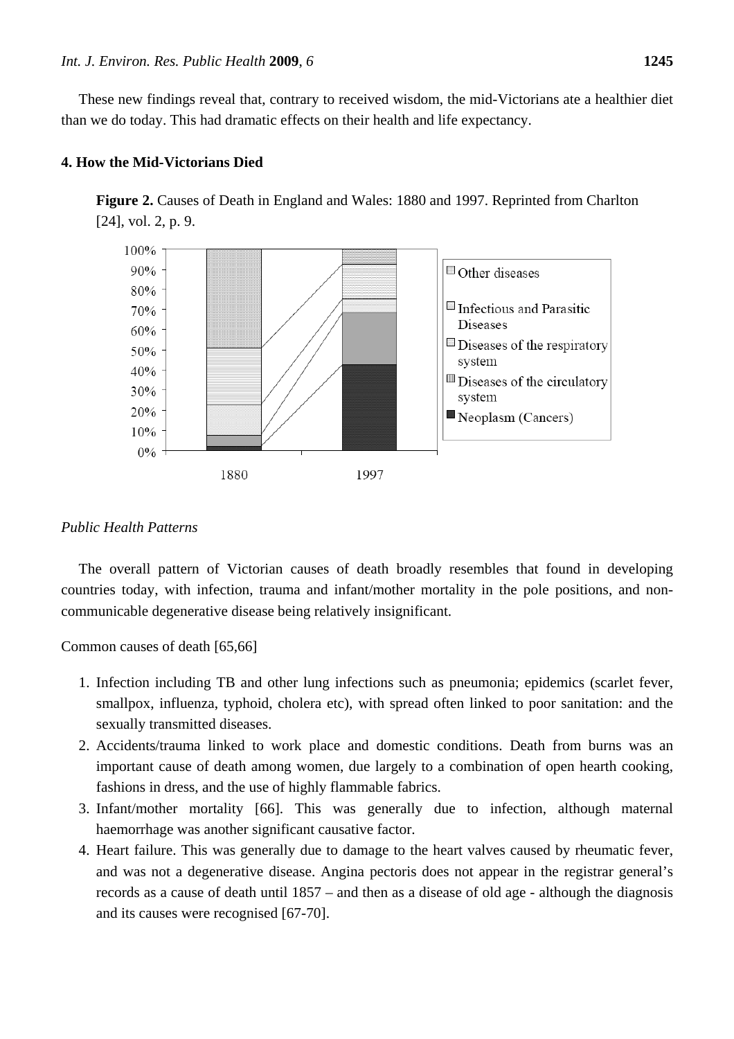These new findings reveal that, contrary to received wisdom, the mid-Victorians ate a healthier diet than we do today. This had dramatic effects on their health and life expectancy.

## 4. How the Mid-Victorians Died

**Figure 2.** Causes of Death in England and Wales: 1880 and 1997. Reprinted from Charlton [24], vol. 2, p. 9.

### *Public Health Patterns*

The overall pattern of Victorian causes of death broadly resembles that found in developing countries today, with infection, trauma and infant/mother mortality in the pole positions, and non-communicable degenerative disease being relatively insignificant.

Common causes of death [65,66]

1. Infection including TB and other lung infections such as pneumonia; epidemics (scarlet fever, smallpox, influenza, typhoid, cholera etc), with spread often linked to poor sanitation: and the sexually transmitted diseases.
2. Accidents/trauma linked to work place and domestic conditions. Death from burns was an important cause of death among women, due largely to a combination of open hearth cooking, fashions in dress, and the use of highly flammable fabrics.
3. Infant/mother mortality [66]. This was generally due to infection, although maternal haemorrhage was another significant causative factor.
4. Heart failure. This was generally due to damage to the heart valves caused by rheumatic fever, and was not a degenerative disease. Angina pectoris does not appear in the registrar general's records as a cause of death until 1857 – and then as a disease of old age - although the diagnosis and its causes were recognised [67-70].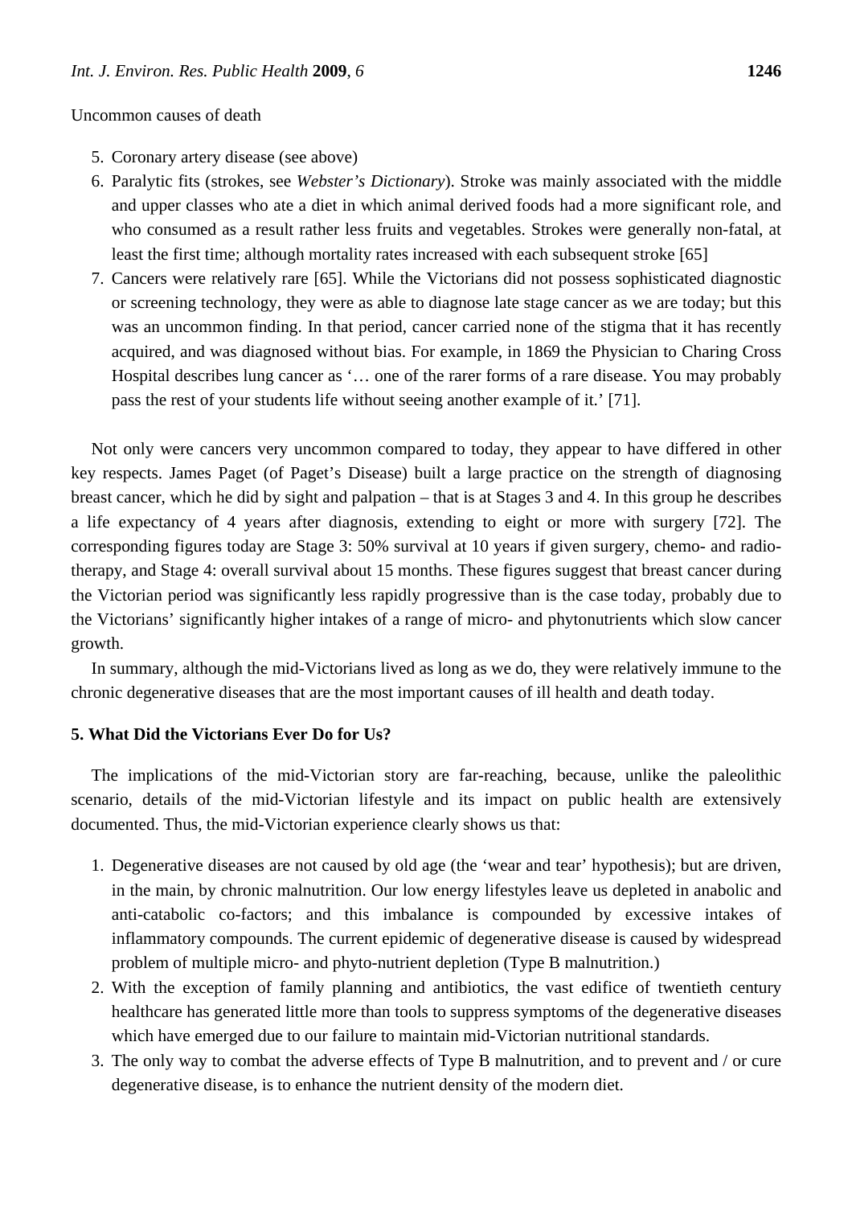Uncommon causes of death

5. Coronary artery disease (see above)
6. Paralytic fits (strokes, see *Webster's Dictionary*). Stroke was mainly associated with the middle and upper classes who ate a diet in which animal derived foods had a more significant role, and who consumed as a result rather less fruits and vegetables. Strokes were generally non-fatal, at least the first time; although mortality rates increased with each subsequent stroke [65]
7. Cancers were relatively rare [65]. While the Victorians did not possess sophisticated diagnostic or screening technology, they were as able to diagnose late stage cancer as we are today; but this was an uncommon finding. In that period, cancer carried none of the stigma that it has recently acquired, and was diagnosed without bias. For example, in 1869 the Physician to Charing Cross Hospital describes lung cancer as '… one of the rarer forms of a rare disease. You may probably pass the rest of your students life without seeing another example of it.' [71].

Not only were cancers very uncommon compared to today, they appear to have differed in other key respects. James Paget (of Paget's Disease) built a large practice on the strength of diagnosing breast cancer, which he did by sight and palpation – that is at Stages 3 and 4. In this group he describes a life expectancy of 4 years after diagnosis, extending to eight or more with surgery [72]. The corresponding figures today are Stage 3: 50% survival at 10 years if given surgery, chemo- and radio-therapy, and Stage 4: overall survival about 15 months. These figures suggest that breast cancer during the Victorian period was significantly less rapidly progressive than is the case today, probably due to the Victorians' significantly higher intakes of a range of micro- and phytonutrients which slow cancer growth.

In summary, although the mid-Victorians lived as long as we do, they were relatively immune to the chronic degenerative diseases that are the most important causes of ill health and death today.

## 5. What Did the Victorians Ever Do for Us?

The implications of the mid-Victorian story are far-reaching, because, unlike the paleolithic scenario, details of the mid-Victorian lifestyle and its impact on public health are extensively documented. Thus, the mid-Victorian experience clearly shows us that:

1. Degenerative diseases are not caused by old age (the 'wear and tear' hypothesis); but are driven, in the main, by chronic malnutrition. Our low energy lifestyles leave us depleted in anabolic and anti-catabolic co-factors; and this imbalance is compounded by excessive intakes of inflammatory compounds. The current epidemic of degenerative disease is caused by widespread problem of multiple micro- and phyto-nutrient depletion (Type B malnutrition.)
2. With the exception of family planning and antibiotics, the vast edifice of twentieth century healthcare has generated little more than tools to suppress symptoms of the degenerative diseases which have emerged due to our failure to maintain mid-Victorian nutritional standards.
3. The only way to combat the adverse effects of Type B malnutrition, and to prevent and / or cure degenerative disease, is to enhance the nutrient density of the modern diet.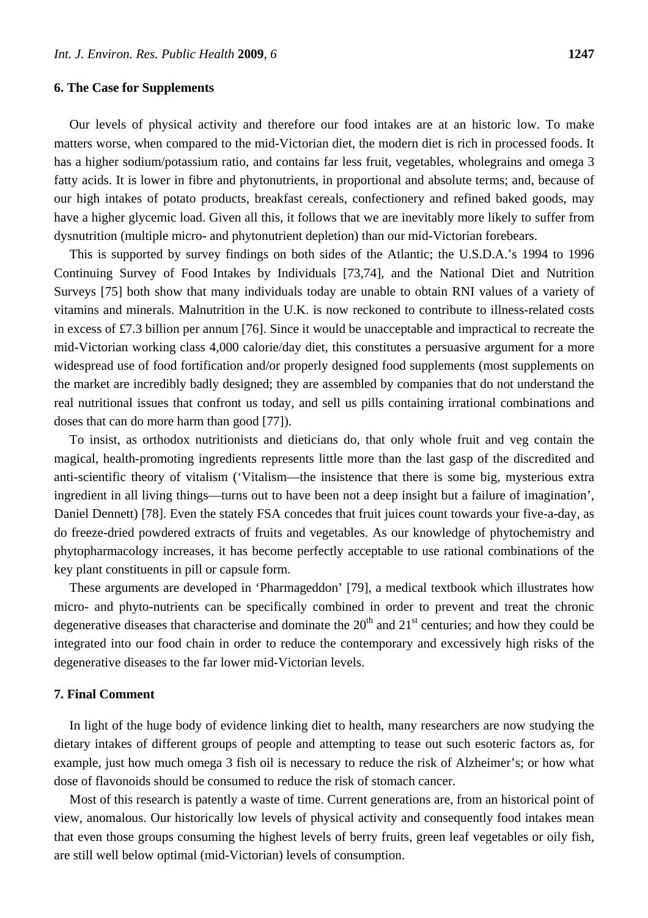## 6. The Case for Supplements

Our levels of physical activity and therefore our food intakes are at an historic low. To make matters worse, when compared to the mid-Victorian diet, the modern diet is rich in processed foods. It has a higher sodium/potassium ratio, and contains far less fruit, vegetables, wholegrains and omega 3 fatty acids. It is lower in fibre and phytonutrients, in proportional and absolute terms; and, because of our high intakes of potato products, breakfast cereals, confectionery and refined baked goods, may have a higher glycemic load. Given all this, it follows that we are inevitably more likely to suffer from dysnutrition (multiple micro- and phytonutrient depletion) than our mid-Victorian forebears.

This is supported by survey findings on both sides of the Atlantic; the U.S.D.A.'s 1994 to 1996 Continuing Survey of Food Intakes by Individuals [73,74], and the National Diet and Nutrition Surveys [75] both show that many individuals today are unable to obtain RNI values of a variety of vitamins and minerals. Malnutrition in the U.K. is now reckoned to contribute to illness-related costs in excess of £7.3 billion per annum [76]. Since it would be unacceptable and impractical to recreate the mid-Victorian working class 4,000 calorie/day diet, this constitutes a persuasive argument for a more widespread use of food fortification and/or properly designed food supplements (most supplements on the market are incredibly badly designed; they are assembled by companies that do not understand the real nutritional issues that confront us today, and sell us pills containing irrational combinations and doses that can do more harm than good [77]).

To insist, as orthodox nutritionists and dieticians do, that only whole fruit and veg contain the magical, health-promoting ingredients represents little more than the last gasp of the discredited and anti-scientific theory of vitalism ('Vitalism—the insistence that there is some big, mysterious extra ingredient in all living things—turns out to have been not a deep insight but a failure of imagination', Daniel Dennett) [78]. Even the stately FSA concedes that fruit juices count towards your five-a-day, as do freeze-dried powdered extracts of fruits and vegetables. As our knowledge of phytochemistry and phytopharmacology increases, it has become perfectly acceptable to use rational combinations of the key plant constituents in pill or capsule form.

These arguments are developed in 'Pharmageddon' [79], a medical textbook which illustrates how micro- and phyto-nutrients can be specifically combined in order to prevent and treat the chronic degenerative diseases that characterise and dominate the 20th and 21st centuries; and how they could be integrated into our food chain in order to reduce the contemporary and excessively high risks of the degenerative diseases to the far lower mid-Victorian levels.

## 7. Final Comment

In light of the huge body of evidence linking diet to health, many researchers are now studying the dietary intakes of different groups of people and attempting to tease out such esoteric factors as, for example, just how much omega 3 fish oil is necessary to reduce the risk of Alzheimer's; or how what dose of flavonoids should be consumed to reduce the risk of stomach cancer.

Most of this research is patently a waste of time. Current generations are, from an historical point of view, anomalous. Our historically low levels of physical activity and consequently food intakes mean that even those groups consuming the highest levels of berry fruits, green leaf vegetables or oily fish, are still well below optimal (mid-Victorian) levels of consumption.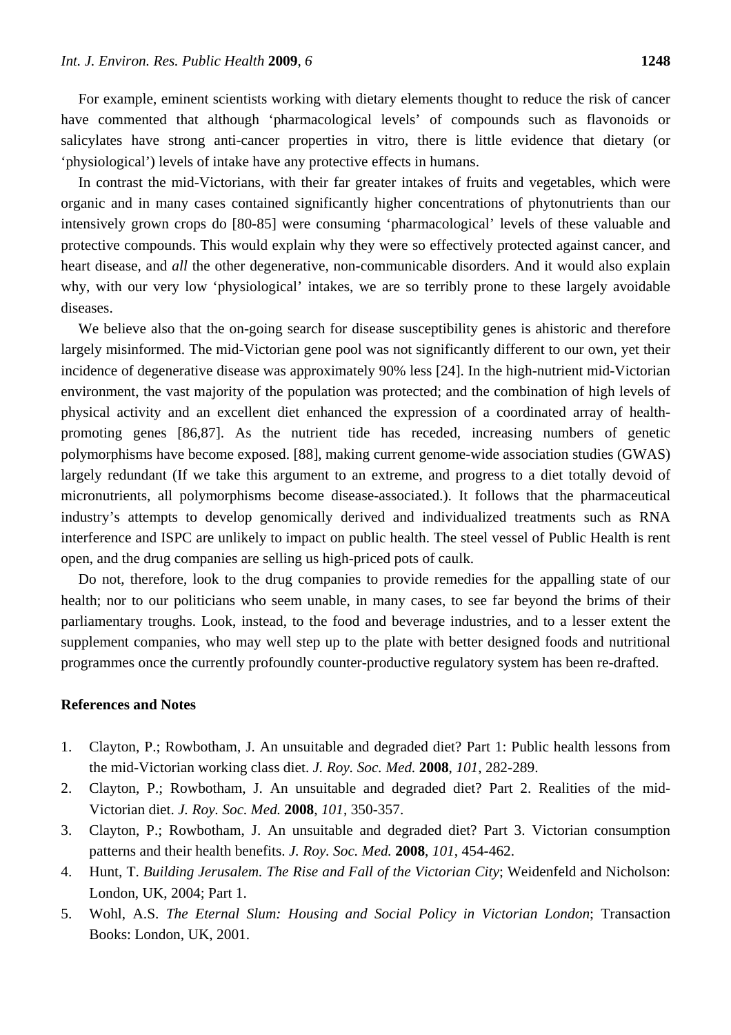For example, eminent scientists working with dietary elements thought to reduce the risk of cancer have commented that although 'pharmacological levels' of compounds such as flavonoids or salicylates have strong anti-cancer properties in vitro, there is little evidence that dietary (or 'physiological') levels of intake have any protective effects in humans.

In contrast the mid-Victorians, with their far greater intakes of fruits and vegetables, which were organic and in many cases contained significantly higher concentrations of phytonutrients than our intensively grown crops do [80-85] were consuming 'pharmacological' levels of these valuable and protective compounds. This would explain why they were so effectively protected against cancer, and heart disease, and *all* the other degenerative, non-communicable disorders. And it would also explain why, with our very low 'physiological' intakes, we are so terribly prone to these largely avoidable diseases.

We believe also that the on-going search for disease susceptibility genes is ahistoric and therefore largely misinformed. The mid-Victorian gene pool was not significantly different to our own, yet their incidence of degenerative disease was approximately 90% less [24]. In the high-nutrient mid-Victorian environment, the vast majority of the population was protected; and the combination of high levels of physical activity and an excellent diet enhanced the expression of a coordinated array of health-promoting genes [86,87]. As the nutrient tide has receded, increasing numbers of genetic polymorphisms have become exposed. [88], making current genome-wide association studies (GWAS) largely redundant (If we take this argument to an extreme, and progress to a diet totally devoid of micronutrients, all polymorphisms become disease-associated.). It follows that the pharmaceutical industry's attempts to develop genomically derived and individualized treatments such as RNA interference and ISPC are unlikely to impact on public health. The steel vessel of Public Health is rent open, and the drug companies are selling us high-priced pots of caulk.

Do not, therefore, look to the drug companies to provide remedies for the appalling state of our health; nor to our politicians who seem unable, in many cases, to see far beyond the brims of their parliamentary troughs. Look, instead, to the food and beverage industries, and to a lesser extent the supplement companies, who may well step up to the plate with better designed foods and nutritional programmes once the currently profoundly counter-productive regulatory system has been re-drafted.

## References and Notes

1. Clayton, P.; Rowbotham, J. An unsuitable and degraded diet? Part 1: Public health lessons from the mid-Victorian working class diet. *J. Roy. Soc. Med.* **2008**, *101*, 282-289.
2. Clayton, P.; Rowbotham, J. An unsuitable and degraded diet? Part 2. Realities of the mid-Victorian diet. *J. Roy. Soc. Med.* **2008**, *101*, 350-357.
3. Clayton, P.; Rowbotham, J. An unsuitable and degraded diet? Part 3. Victorian consumption patterns and their health benefits. *J. Roy. Soc. Med.* **2008**, *101*, 454-462.
4. Hunt, T. *Building Jerusalem. The Rise and Fall of the Victorian City*; Weidenfeld and Nicholson: London, UK, 2004; Part 1.
5. Wohl, A.S. *The Eternal Slum: Housing and Social Policy in Victorian London*; Transaction Books: London, UK, 2001.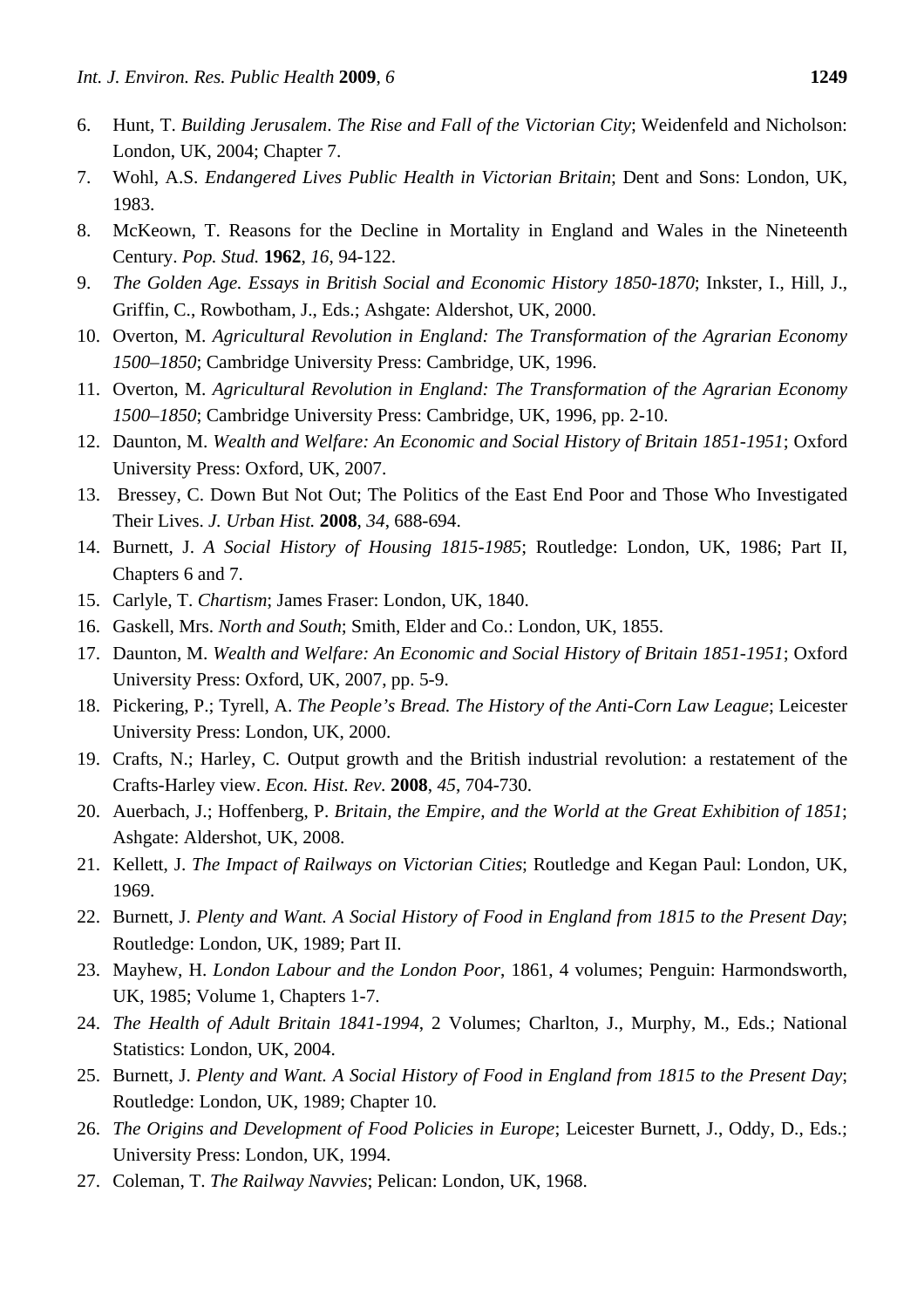6. Hunt, T. *Building Jerusalem*. *The Rise and Fall of the Victorian City*; Weidenfeld and Nicholson: London, UK, 2004; Chapter 7.
7. Wohl, A.S. *Endangered Lives Public Health in Victorian Britain*; Dent and Sons: London, UK, 1983.
8. McKeown, T. Reasons for the Decline in Mortality in England and Wales in the Nineteenth Century. *Pop. Stud.* **1962**, *16*, 94-122.
9. *The Golden Age. Essays in British Social and Economic History 1850-1870*; Inkster, I., Hill, J., Griffin, C., Rowbotham, J., Eds.; Ashgate: Aldershot, UK, 2000.
10. Overton, M. *Agricultural Revolution in England: The Transformation of the Agrarian Economy 1500–1850*; Cambridge University Press: Cambridge, UK, 1996.
11. Overton, M. *Agricultural Revolution in England: The Transformation of the Agrarian Economy 1500–1850*; Cambridge University Press: Cambridge, UK, 1996, pp. 2-10.
12. Daunton, M. *Wealth and Welfare: An Economic and Social History of Britain 1851-1951*; Oxford University Press: Oxford, UK, 2007.
13. Bressey, C. Down But Not Out; The Politics of the East End Poor and Those Who Investigated Their Lives. *J. Urban Hist.* **2008**, *34*, 688-694.
14. Burnett, J. *A Social History of Housing 1815-1985*; Routledge: London, UK, 1986; Part II, Chapters 6 and 7.
15. Carlyle, T. *Chartism*; James Fraser: London, UK, 1840.
16. Gaskell, Mrs. *North and South*; Smith, Elder and Co.: London, UK, 1855.
17. Daunton, M. *Wealth and Welfare: An Economic and Social History of Britain 1851-1951*; Oxford University Press: Oxford, UK, 2007, pp. 5-9.
18. Pickering, P.; Tyrell, A. *The People's Bread. The History of the Anti-Corn Law League*; Leicester University Press: London, UK, 2000.
19. Crafts, N.; Harley, C. Output growth and the British industrial revolution: a restatement of the Crafts-Harley view. *Econ. Hist. Rev.* **2008**, *45*, 704-730.
20. Auerbach, J.; Hoffenberg, P. *Britain, the Empire, and the World at the Great Exhibition of 1851*; Ashgate: Aldershot, UK, 2008.
21. Kellett, J. *The Impact of Railways on Victorian Cities*; Routledge and Kegan Paul: London, UK, 1969.
22. Burnett, J. *Plenty and Want. A Social History of Food in England from 1815 to the Present Day*; Routledge: London, UK, 1989; Part II.
23. Mayhew, H. *London Labour and the London Poor*, 1861, 4 volumes; Penguin: Harmondsworth, UK, 1985; Volume 1, Chapters 1-7.
24. *The Health of Adult Britain 1841-1994*, 2 Volumes; Charlton, J., Murphy, M., Eds.; National Statistics: London, UK, 2004.
25. Burnett, J. *Plenty and Want. A Social History of Food in England from 1815 to the Present Day*; Routledge: London, UK, 1989; Chapter 10.
26. *The Origins and Development of Food Policies in Europe*; Leicester Burnett, J., Oddy, D., Eds.; University Press: London, UK, 1994.
27. Coleman, T. *The Railway Navvies*; Pelican: London, UK, 1968.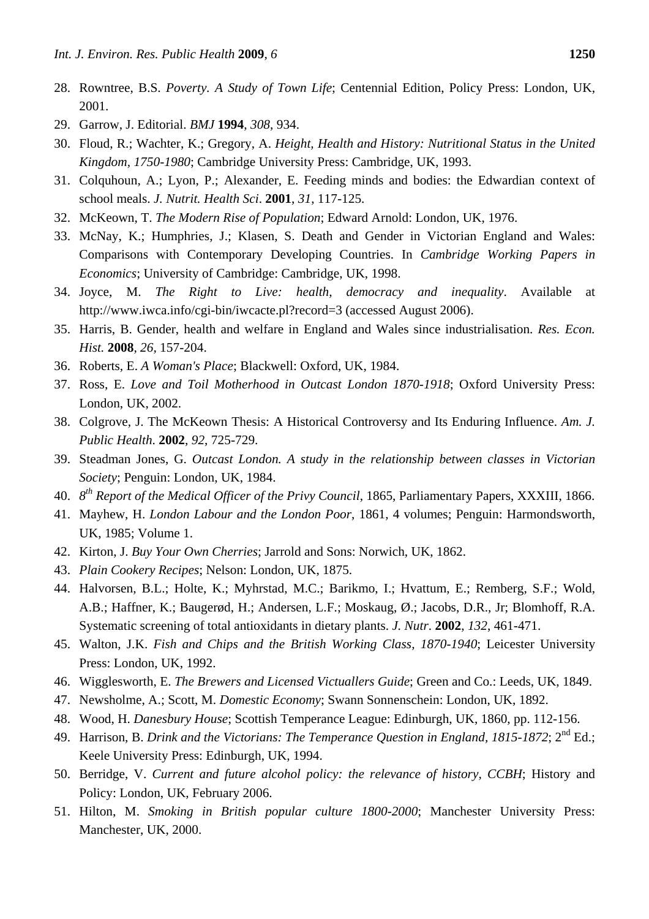28. Rowntree, B.S. *Poverty. A Study of Town Life*; Centennial Edition, Policy Press: London, UK, 2001.
29. Garrow, J. Editorial. *BMJ* **1994**, *308*, 934.
30. Floud, R.; Wachter, K.; Gregory, A. *Height, Health and History: Nutritional Status in the United Kingdom, 1750-1980*; Cambridge University Press: Cambridge, UK, 1993.
31. Colquhoun, A.; Lyon, P.; Alexander, E. Feeding minds and bodies: the Edwardian context of school meals. *J. Nutrit. Health Sci*. **2001**, *31*, 117-125.
32. McKeown, T. *The Modern Rise of Population*; Edward Arnold: London, UK, 1976.
33. McNay, K.; Humphries, J.; Klasen, S. Death and Gender in Victorian England and Wales: Comparisons with Contemporary Developing Countries. In *Cambridge Working Papers in Economics*; University of Cambridge: Cambridge, UK, 1998.
34. Joyce, M. *The Right to Live: health, democracy and inequality*. Available at http://www.iwca.info/cgi-bin/iwcacte.pl?record=3 (accessed August 2006).
35. Harris, B. Gender, health and welfare in England and Wales since industrialisation. *Res. Econ. Hist.* **2008**, *26*, 157-204.
36. Roberts, E. *A Woman's Place*; Blackwell: Oxford, UK, 1984.
37. Ross, E. *Love and Toil Motherhood in Outcast London 1870-1918*; Oxford University Press: London, UK, 2002.
38. Colgrove, J. The McKeown Thesis: A Historical Controversy and Its Enduring Influence. *Am. J. Public Health*. **2002**, *92*, 725-729.
39. Steadman Jones, G. *Outcast London. A study in the relationship between classes in Victorian Society*; Penguin: London, UK, 1984.
40. *8th Report of the Medical Officer of the Privy Council*, 1865, Parliamentary Papers, XXXIII, 1866.
41. Mayhew, H. *London Labour and the London Poor*, 1861, 4 volumes; Penguin: Harmondsworth, UK, 1985; Volume 1.
42. Kirton, J. *Buy Your Own Cherries*; Jarrold and Sons: Norwich, UK, 1862.
43. *Plain Cookery Recipes*; Nelson: London, UK, 1875.
44. Halvorsen, B.L.; Holte, K.; Myhrstad, M.C.; Barikmo, I.; Hvattum, E.; Remberg, S.F.; Wold, A.B.; Haffner, K.; Baugerød, H.; Andersen, L.F.; Moskaug, Ø.; Jacobs, D.R., Jr; Blomhoff, R.A. Systematic screening of total antioxidants in dietary plants. *J. Nutr*. **2002**, *132*, 461-471.
45. Walton, J.K. *Fish and Chips and the British Working Class, 1870-1940*; Leicester University Press: London, UK, 1992.
46. Wigglesworth, E. *The Brewers and Licensed Victuallers Guide*; Green and Co.: Leeds, UK, 1849.
47. Newsholme, A.; Scott, M. *Domestic Economy*; Swann Sonnenschein: London, UK, 1892.
48. Wood, H. *Danesbury House*; Scottish Temperance League: Edinburgh, UK, 1860, pp. 112-156.
49. Harrison, B. *Drink and the Victorians: The Temperance Question in England, 1815-1872*; 2nd Ed.; Keele University Press: Edinburgh, UK, 1994.
50. Berridge, V. *Current and future alcohol policy: the relevance of history, CCBH*; History and Policy: London, UK, February 2006.
51. Hilton, M. *Smoking in British popular culture 1800-2000*; Manchester University Press: Manchester, UK, 2000.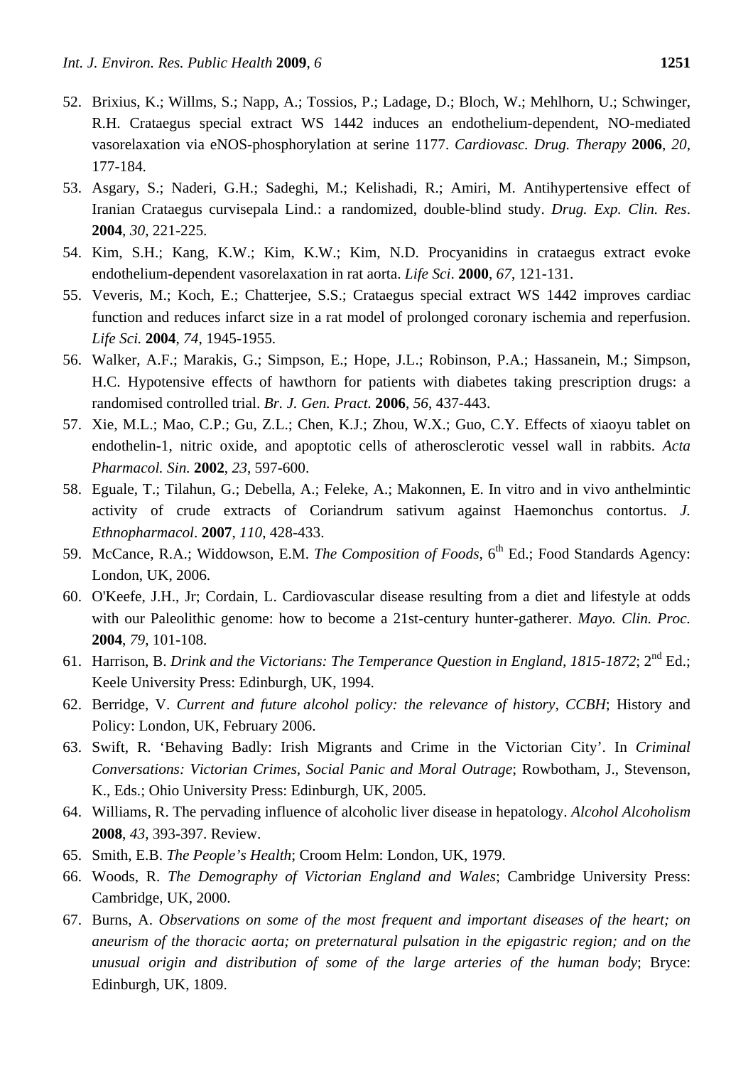52. Brixius, K.; Willms, S.; Napp, A.; Tossios, P.; Ladage, D.; Bloch, W.; Mehlhorn, U.; Schwinger, R.H. Crataegus special extract WS 1442 induces an endothelium-dependent, NO-mediated vasorelaxation via eNOS-phosphorylation at serine 1177. *Cardiovasc. Drug. Therapy* **2006**, *20*, 177-184.
53. Asgary, S.; Naderi, G.H.; Sadeghi, M.; Kelishadi, R.; Amiri, M. Antihypertensive effect of Iranian Crataegus curvisepala Lind.: a randomized, double-blind study. *Drug. Exp. Clin. Res*. **2004**, *30*, 221-225.
54. Kim, S.H.; Kang, K.W.; Kim, K.W.; Kim, N.D. Procyanidins in crataegus extract evoke endothelium-dependent vasorelaxation in rat aorta. *Life Sci*. **2000**, *67*, 121-131.
55. Veveris, M.; Koch, E.; Chatterjee, S.S.; Crataegus special extract WS 1442 improves cardiac function and reduces infarct size in a rat model of prolonged coronary ischemia and reperfusion. *Life Sci.* **2004**, *74*, 1945-1955.
56. Walker, A.F.; Marakis, G.; Simpson, E.; Hope, J.L.; Robinson, P.A.; Hassanein, M.; Simpson, H.C. Hypotensive effects of hawthorn for patients with diabetes taking prescription drugs: a randomised controlled trial. *Br. J. Gen. Pract*. **2006**, *56*, 437-443.
57. Xie, M.L.; Mao, C.P.; Gu, Z.L.; Chen, K.J.; Zhou, W.X.; Guo, C.Y. Effects of xiaoyu tablet on endothelin-1, nitric oxide, and apoptotic cells of atherosclerotic vessel wall in rabbits. *Acta Pharmacol. Sin.* **2002**, *23*, 597-600.
58. Eguale, T.; Tilahun, G.; Debella, A.; Feleke, A.; Makonnen, E. In vitro and in vivo anthelmintic activity of crude extracts of Coriandrum sativum against Haemonchus contortus. *J. Ethnopharmacol*. **2007**, *110*, 428-433.
59. McCance, R.A.; Widdowson, E.M. *The Composition of Foods*, 6th Ed.; Food Standards Agency: London, UK, 2006.
60. O'Keefe, J.H., Jr; Cordain, L. Cardiovascular disease resulting from a diet and lifestyle at odds with our Paleolithic genome: how to become a 21st-century hunter-gatherer. *Mayo. Clin. Proc.* **2004**, *79*, 101-108.
61. Harrison, B. *Drink and the Victorians: The Temperance Question in England, 1815-1872*; 2nd Ed.; Keele University Press: Edinburgh, UK, 1994.
62. Berridge, V. *Current and future alcohol policy: the relevance of history, CCBH*; History and Policy: London, UK, February 2006.
63. Swift, R. 'Behaving Badly: Irish Migrants and Crime in the Victorian City'. In *Criminal Conversations: Victorian Crimes, Social Panic and Moral Outrage*; Rowbotham, J., Stevenson, K., Eds.; Ohio University Press: Edinburgh, UK, 2005.
64. Williams, R. The pervading influence of alcoholic liver disease in hepatology. *Alcohol Alcoholism* **2008**, *43*, 393-397. Review.
65. Smith, E.B. *The People's Health*; Croom Helm: London, UK, 1979.
66. Woods, R. *The Demography of Victorian England and Wales*; Cambridge University Press: Cambridge, UK, 2000.
67. Burns, A. *Observations on some of the most frequent and important diseases of the heart; on aneurism of the thoracic aorta; on preternatural pulsation in the epigastric region; and on the unusual origin and distribution of some of the large arteries of the human body*; Bryce: Edinburgh, UK, 1809.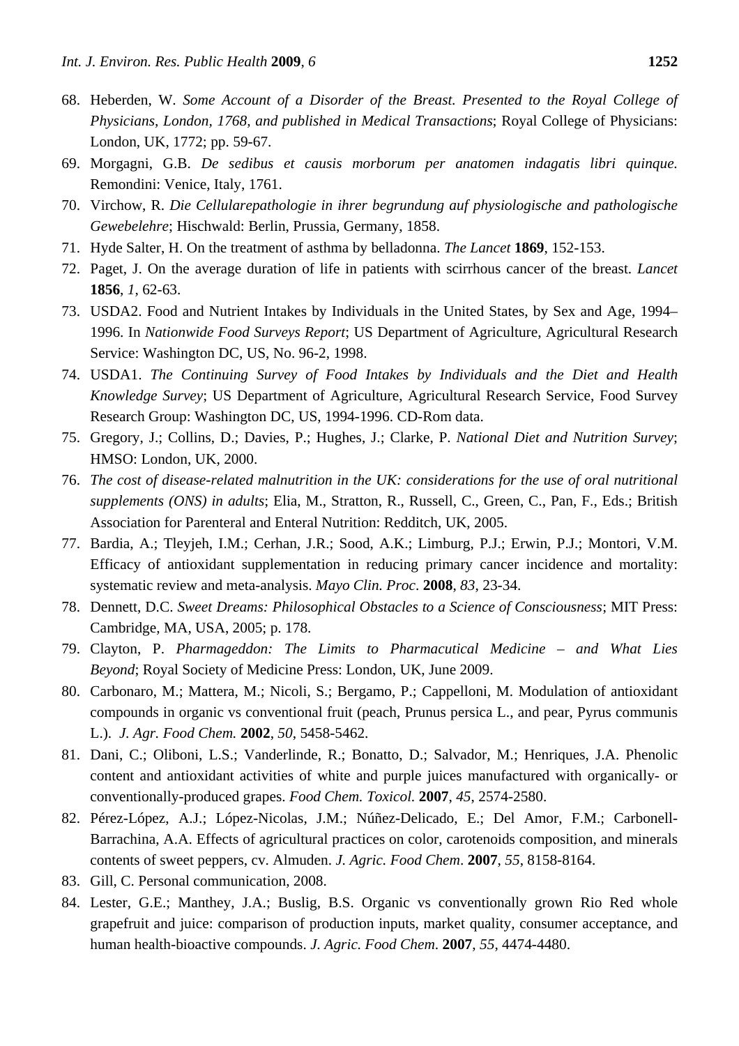68. Heberden, W. *Some Account of a Disorder of the Breast. Presented to the Royal College of Physicians, London, 1768, and published in Medical Transactions*; Royal College of Physicians: London, UK, 1772; pp. 59-67.
69. Morgagni, G.B. *De sedibus et causis morborum per anatomen indagatis libri quinque.* Remondini: Venice, Italy, 1761.
70. Virchow, R. *Die Cellularepathologie in ihrer begrundung auf physiologische and pathologische Gewebelehre*; Hischwald: Berlin, Prussia, Germany, 1858.
71. Hyde Salter, H. On the treatment of asthma by belladonna. *The Lancet* **1869**, 152-153.
72. Paget, J. On the average duration of life in patients with scirrhous cancer of the breast. *Lancet* **1856**, *1*, 62-63.
73. USDA2. Food and Nutrient Intakes by Individuals in the United States, by Sex and Age, 1994–1996. In *Nationwide Food Surveys Report*; US Department of Agriculture, Agricultural Research Service: Washington DC, US, No. 96-2, 1998.
74. USDA1. *The Continuing Survey of Food Intakes by Individuals and the Diet and Health Knowledge Survey*; US Department of Agriculture, Agricultural Research Service, Food Survey Research Group: Washington DC, US, 1994-1996. CD-Rom data.
75. Gregory, J.; Collins, D.; Davies, P.; Hughes, J.; Clarke, P. *National Diet and Nutrition Survey*; HMSO: London, UK, 2000.
76. *The cost of disease-related malnutrition in the UK: considerations for the use of oral nutritional supplements (ONS) in adults*; Elia, M., Stratton, R., Russell, C., Green, C., Pan, F., Eds.; British Association for Parenteral and Enteral Nutrition: Redditch, UK, 2005.
77. Bardia, A.; Tleyjeh, I.M.; Cerhan, J.R.; Sood, A.K.; Limburg, P.J.; Erwin, P.J.; Montori, V.M. Efficacy of antioxidant supplementation in reducing primary cancer incidence and mortality: systematic review and meta-analysis. *Mayo Clin. Proc*. **2008**, *83*, 23-34.
78. Dennett, D.C. *Sweet Dreams: Philosophical Obstacles to a Science of Consciousness*; MIT Press: Cambridge, MA, USA, 2005; p. 178.
79. Clayton, P. *Pharmageddon: The Limits to Pharmacutical Medicine – and What Lies Beyond*; Royal Society of Medicine Press: London, UK, June 2009.
80. Carbonaro, M.; Mattera, M.; Nicoli, S.; Bergamo, P.; Cappelloni, M. Modulation of antioxidant compounds in organic vs conventional fruit (peach, Prunus persica L., and pear, Pyrus communis L.). *J. Agr. Food Chem.* **2002**, *50*, 5458-5462.
81. Dani, C.; Oliboni, L.S.; Vanderlinde, R.; Bonatto, D.; Salvador, M.; Henriques, J.A. Phenolic content and antioxidant activities of white and purple juices manufactured with organically- or conventionally-produced grapes. *Food Chem. Toxicol.* **2007**, *45*, 2574-2580.
82. Pérez-López, A.J.; López-Nicolas, J.M.; Núñez-Delicado, E.; Del Amor, F.M.; Carbonell-Barrachina, A.A. Effects of agricultural practices on color, carotenoids composition, and minerals contents of sweet peppers, cv. Almuden. *J. Agric. Food Chem*. **2007**, *55*, 8158-8164.
83. Gill, C. Personal communication, 2008.
84. Lester, G.E.; Manthey, J.A.; Buslig, B.S. Organic vs conventionally grown Rio Red whole grapefruit and juice: comparison of production inputs, market quality, consumer acceptance, and human health-bioactive compounds. *J. Agric. Food Chem*. **2007**, *55*, 4474-4480.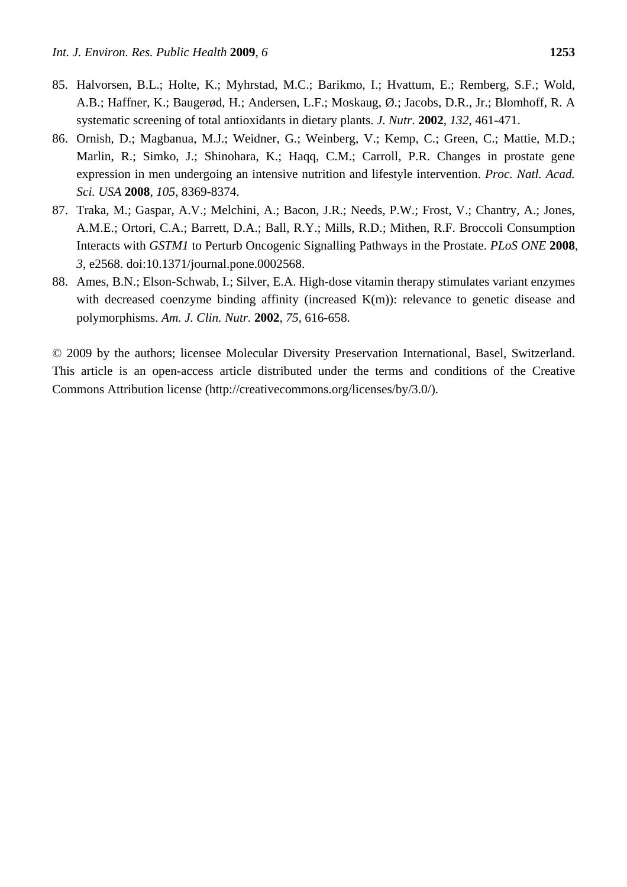85. Halvorsen, B.L.; Holte, K.; Myhrstad, M.C.; Barikmo, I.; Hvattum, E.; Remberg, S.F.; Wold, A.B.; Haffner, K.; Baugerød, H.; Andersen, L.F.; Moskaug, Ø.; Jacobs, D.R., Jr.; Blomhoff, R. A systematic screening of total antioxidants in dietary plants. *J. Nutr*. **2002**, *132*, 461-471.
86. Ornish, D.; Magbanua, M.J.; Weidner, G.; Weinberg, V.; Kemp, C.; Green, C.; Mattie, M.D.; Marlin, R.; Simko, J.; Shinohara, K.; Haqq, C.M.; Carroll, P.R. Changes in prostate gene expression in men undergoing an intensive nutrition and lifestyle intervention. *Proc. Natl. Acad. Sci. USA* **2008**, *105*, 8369-8374.
87. Traka, M.; Gaspar, A.V.; Melchini, A.; Bacon, J.R.; Needs, P.W.; Frost, V.; Chantry, A.; Jones, A.M.E.; Ortori, C.A.; Barrett, D.A.; Ball, R.Y.; Mills, R.D.; Mithen, R.F. Broccoli Consumption Interacts with *GSTM1* to Perturb Oncogenic Signalling Pathways in the Prostate. *PLoS ONE* **2008**, *3*, e2568. doi:10.1371/journal.pone.0002568.
88. Ames, B.N.; Elson-Schwab, I.; Silver, E.A. High-dose vitamin therapy stimulates variant enzymes with decreased coenzyme binding affinity (increased K(m)): relevance to genetic disease and polymorphisms. *Am. J. Clin. Nutr.* **2002**, *75*, 616-658.

© 2009 by the authors; licensee Molecular Diversity Preservation International, Basel, Switzerland. This article is an open-access article distributed under the terms and conditions of the Creative Commons Attribution license (http://creativecommons.org/licenses/by/3.0/).